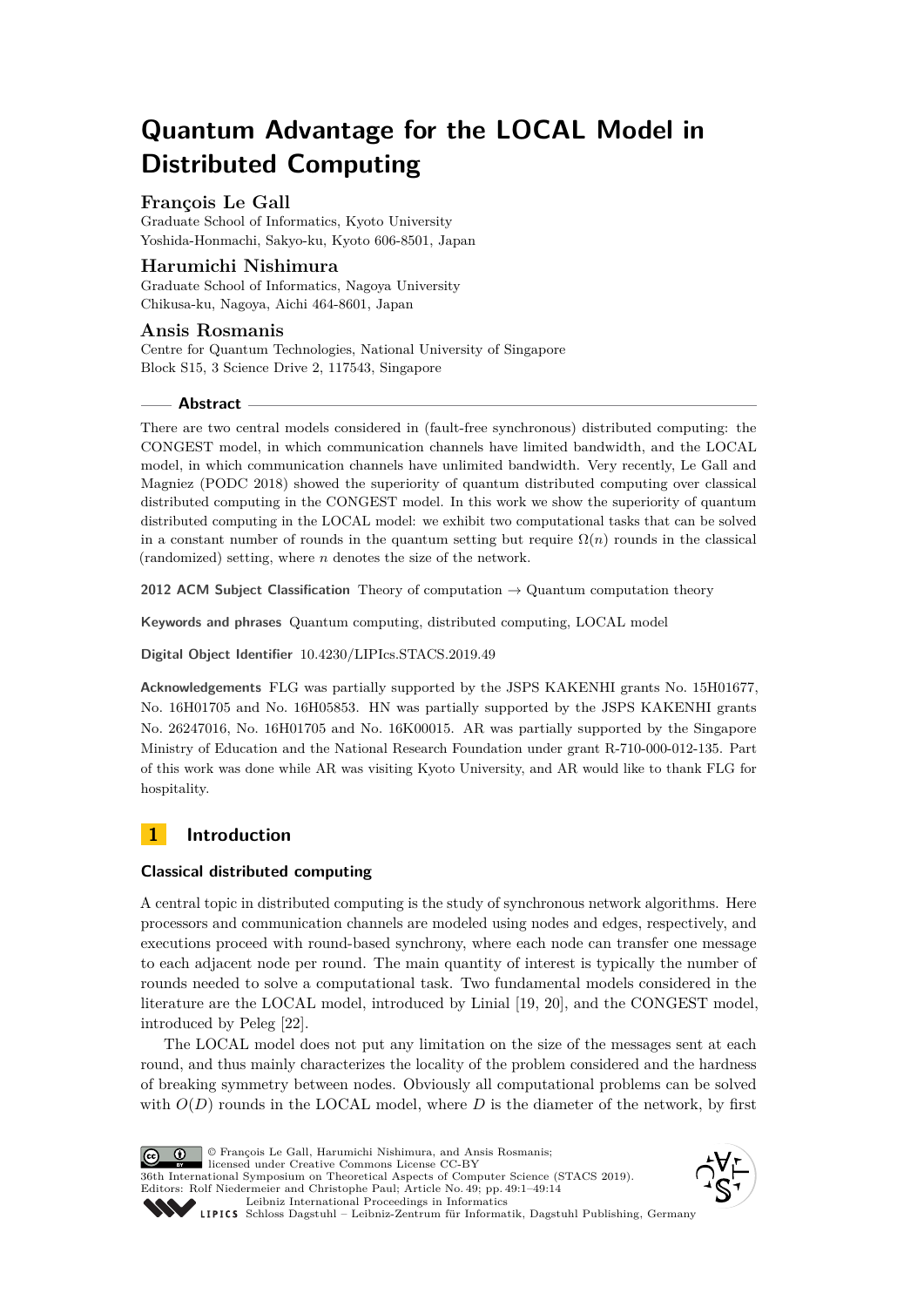# Quantum Advantage for the LOCAL Model in Distributed Computing

## François Le Gall

Graduate School of Informatics, Kyoto University
Yoshida-Honmachi, Sakyo-ku, Kyoto 606-8501, Japan

## Harumichi Nishimura

Graduate School of Informatics, Nagoya University
Chikusa-ku, Nagoya, Aichi 464-8601, Japan

## Ansis Rosmanis

Centre for Quantum Technologies, National University of Singapore
Block S15, 3 Science Drive 2, 117543, Singapore

### Abstract

There are two central models considered in (fault-free synchronous) distributed computing: the CONGEST model, in which communication channels have limited bandwidth, and the LOCAL model, in which communication channels have unlimited bandwidth. Very recently, Le Gall and Magniez (PODC 2018) showed the superiority of quantum distributed computing over classical distributed computing in the CONGEST model. In this work we show the superiority of quantum distributed computing in the LOCAL model: we exhibit two computational tasks that can be solved in a constant number of rounds in the quantum setting but require $\Omega(n)$ rounds in the classical (randomized) setting, where $n$ denotes the size of the network.

**2012 ACM Subject Classification** Theory of computation → Quantum computation theory

**Keywords and phrases** Quantum computing, distributed computing, LOCAL model

**Digital Object Identifier** 10.4230/LIPIcs.STACS.2019.49

**Acknowledgements** FLG was partially supported by the JSPS KAKENHI grants No. 15H01677, No. 16H01705 and No. 16H05853. HN was partially supported by the JSPS KAKENHI grants No. 26247016, No. 16H01705 and No. 16K00015. AR was partially supported by the Singapore Ministry of Education and the National Research Foundation under grant R-710-000-012-135. Part of this work was done while AR was visiting Kyoto University, and AR would like to thank FLG for hospitality.

## 1 Introduction

### Classical distributed computing

A central topic in distributed computing is the study of synchronous network algorithms. Here processors and communication channels are modeled using nodes and edges, respectively, and executions proceed with round-based synchrony, where each node can transfer one message to each adjacent node per round. The main quantity of interest is typically the number of rounds needed to solve a computational task. Two fundamental models considered in the literature are the LOCAL model, introduced by Linial [19, 20], and the CONGEST model, introduced by Peleg [22].

The LOCAL model does not put any limitation on the size of the messages sent at each round, and thus mainly characterizes the locality of the problem considered and the hardness of breaking symmetry between nodes. Obviously all computational problems can be solved with $O(D)$ rounds in the LOCAL model, where $D$ is the diameter of the network, by first

© François Le Gall, Harumichi Nishimura, and Ansis Rosmanis;
licensed under Creative Commons License CC-BY
36th International Symposium on Theoretical Aspects of Computer Science (STACS 2019).
Editors: Rolf Niedermeier and Christophe Paul; Article No. 49; pp. 49:1–49:14
Leibniz International Proceedings in Informatics
Schloss Dagstuhl – Leibniz-Zentrum für Informatik, Dagstuhl Publishing, Germany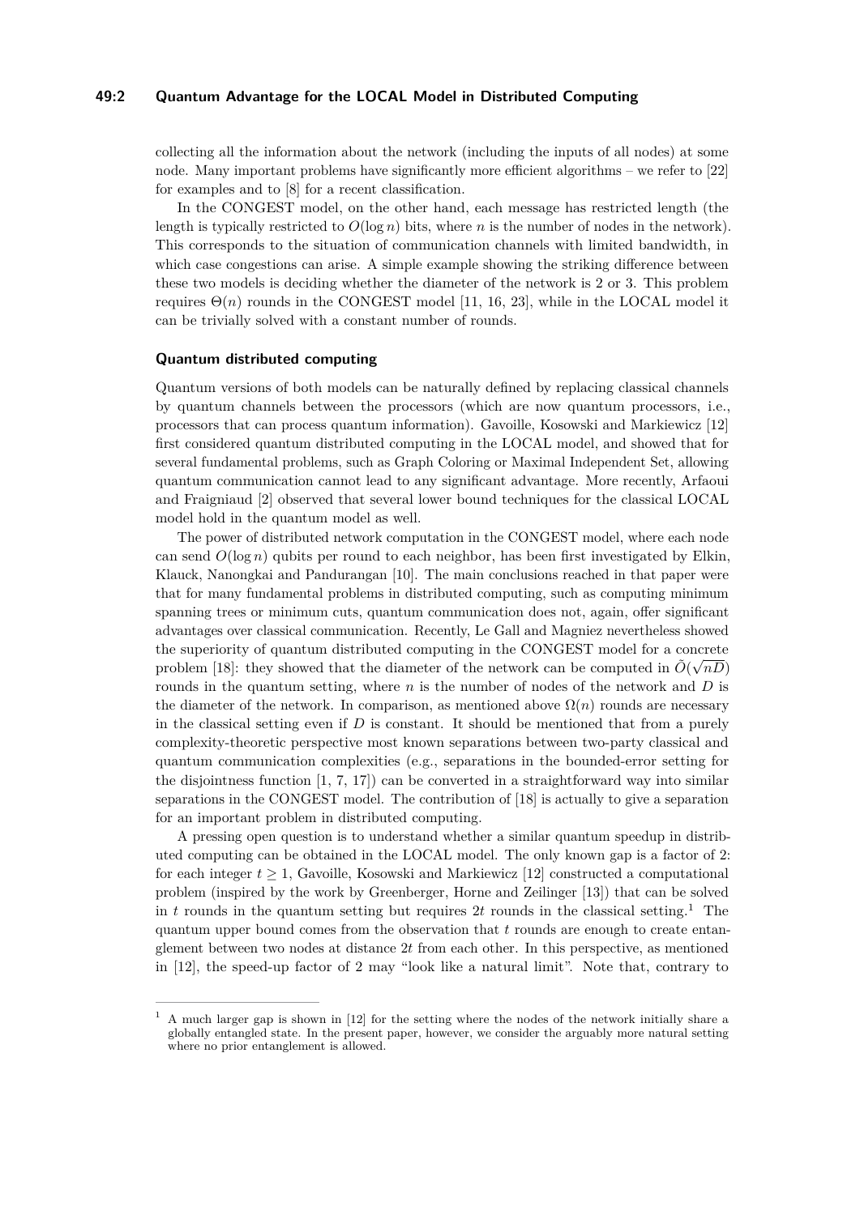collecting all the information about the network (including the inputs of all nodes) at some node. Many important problems have significantly more efficient algorithms – we refer to [22] for examples and to [8] for a recent classification.

In the CONGEST model, on the other hand, each message has restricted length (the length is typically restricted to $O(\log n)$ bits, where $n$ is the number of nodes in the network). This corresponds to the situation of communication channels with limited bandwidth, in which case congestions can arise. A simple example showing the striking difference between these two models is deciding whether the diameter of the network is 2 or 3. This problem requires $\Theta(n)$ rounds in the CONGEST model [11, 16, 23], while in the LOCAL model it can be trivially solved with a constant number of rounds.

### Quantum distributed computing

Quantum versions of both models can be naturally defined by replacing classical channels by quantum channels between the processors (which are now quantum processors, i.e., processors that can process quantum information). Gavoille, Kosowski and Markiewicz [12] first considered quantum distributed computing in the LOCAL model, and showed that for several fundamental problems, such as Graph Coloring or Maximal Independent Set, allowing quantum communication cannot lead to any significant advantage. More recently, Arfaoui and Fraigniaud [2] observed that several lower bound techniques for the classical LOCAL model hold in the quantum model as well.

The power of distributed network computation in the CONGEST model, where each node can send $O(\log n)$ qubits per round to each neighbor, has been first investigated by Elkin, Klauck, Nanongkai and Pandurangan [10]. The main conclusions reached in that paper were that for many fundamental problems in distributed computing, such as computing minimum spanning trees or minimum cuts, quantum communication does not, again, offer significant advantages over classical communication. Recently, Le Gall and Magniez nevertheless showed the superiority of quantum distributed computing in the CONGEST model for a concrete problem [18]: they showed that the diameter of the network can be computed in $\tilde{O}(\sqrt{nD})$ rounds in the quantum setting, where $n$ is the number of nodes of the network and $D$ is the diameter of the network. In comparison, as mentioned above $\Omega(n)$ rounds are necessary in the classical setting even if $D$ is constant. It should be mentioned that from a purely complexity-theoretic perspective most known separations between two-party classical and quantum communication complexities (e.g., separations in the bounded-error setting for the disjointness function [1, 7, 17]) can be converted in a straightforward way into similar separations in the CONGEST model. The contribution of [18] is actually to give a separation for an important problem in distributed computing.

A pressing open question is to understand whether a similar quantum speedup in distributed computing can be obtained in the LOCAL model. The only known gap is a factor of 2: for each integer $t \geq 1$, Gavoille, Kosowski and Markiewicz [12] constructed a computational problem (inspired by the work by Greenberger, Horne and Zeilinger [13]) that can be solved in $t$ rounds in the quantum setting but requires $2t$ rounds in the classical setting.[1] The quantum upper bound comes from the observation that $t$ rounds are enough to create entanglement between two nodes at distance $2t$ from each other. In this perspective, as mentioned in [12], the speed-up factor of 2 may "look like a natural limit". Note that, contrary to

[1] A much larger gap is shown in [12] for the setting where the nodes of the network initially share a globally entangled state. In the present paper, however, we consider the arguably more natural setting where no prior entanglement is allowed.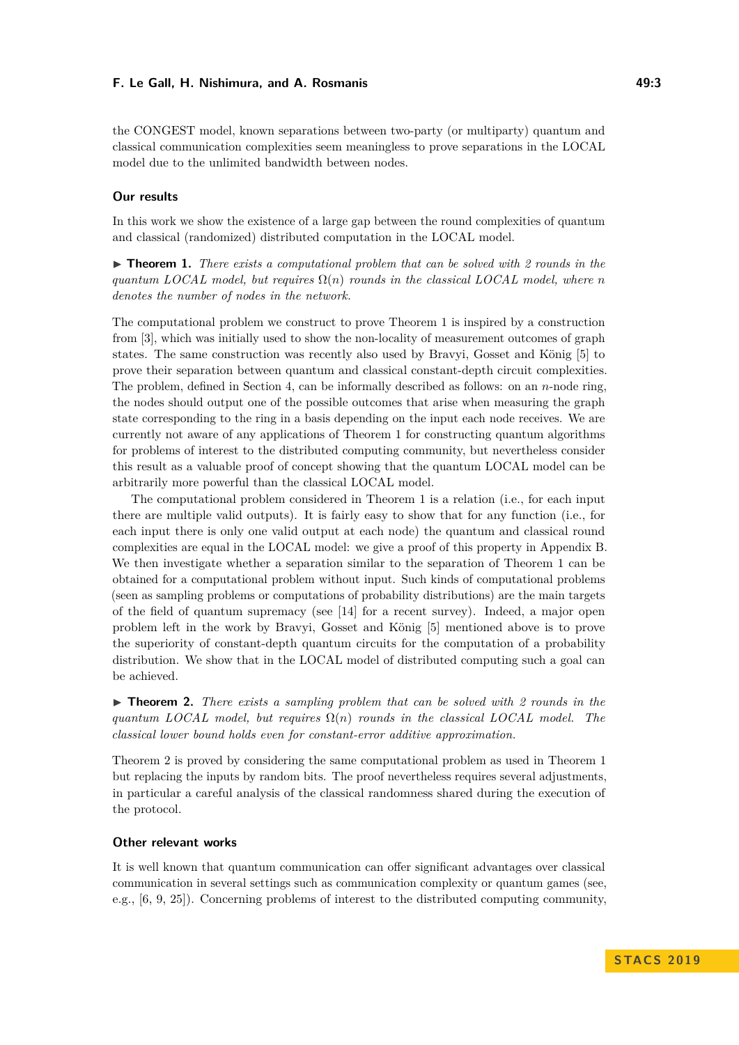the CONGEST model, known separations between two-party (or multiparty) quantum and classical communication complexities seem meaningless to prove separations in the LOCAL model due to the unlimited bandwidth between nodes.

### Our results

In this work we show the existence of a large gap between the round complexities of quantum and classical (randomized) distributed computation in the LOCAL model.

▶ **Theorem 1.** *There exists a computational problem that can be solved with 2 rounds in the quantum LOCAL model, but requires $\Omega(n)$ rounds in the classical LOCAL model, where $n$ denotes the number of nodes in the network.*

The computational problem we construct to prove Theorem 1 is inspired by a construction from [3], which was initially used to show the non-locality of measurement outcomes of graph states. The same construction was recently also used by Bravyi, Gosset and König [5] to prove their separation between quantum and classical constant-depth circuit complexities. The problem, defined in Section 4, can be informally described as follows: on an $n$-node ring, the nodes should output one of the possible outcomes that arise when measuring the graph state corresponding to the ring in a basis depending on the input each node receives. We are currently not aware of any applications of Theorem 1 for constructing quantum algorithms for problems of interest to the distributed computing community, but nevertheless consider this result as a valuable proof of concept showing that the quantum LOCAL model can be arbitrarily more powerful than the classical LOCAL model.

The computational problem considered in Theorem 1 is a relation (i.e., for each input there are multiple valid outputs). It is fairly easy to show that for any function (i.e., for each input there is only one valid output at each node) the quantum and classical round complexities are equal in the LOCAL model: we give a proof of this property in Appendix B. We then investigate whether a separation similar to the separation of Theorem 1 can be obtained for a computational problem without input. Such kinds of computational problems (seen as sampling problems or computations of probability distributions) are the main targets of the field of quantum supremacy (see [14] for a recent survey). Indeed, a major open problem left in the work by Bravyi, Gosset and König [5] mentioned above is to prove the superiority of constant-depth quantum circuits for the computation of a probability distribution. We show that in the LOCAL model of distributed computing such a goal can be achieved.

▶ **Theorem 2.** *There exists a sampling problem that can be solved with 2 rounds in the quantum LOCAL model, but requires $\Omega(n)$ rounds in the classical LOCAL model. The classical lower bound holds even for constant-error additive approximation.*

Theorem 2 is proved by considering the same computational problem as used in Theorem 1 but replacing the inputs by random bits. The proof nevertheless requires several adjustments, in particular a careful analysis of the classical randomness shared during the execution of the protocol.

### Other relevant works

It is well known that quantum communication can offer significant advantages over classical communication in several settings such as communication complexity or quantum games (see, e.g., [6, 9, 25]). Concerning problems of interest to the distributed computing community,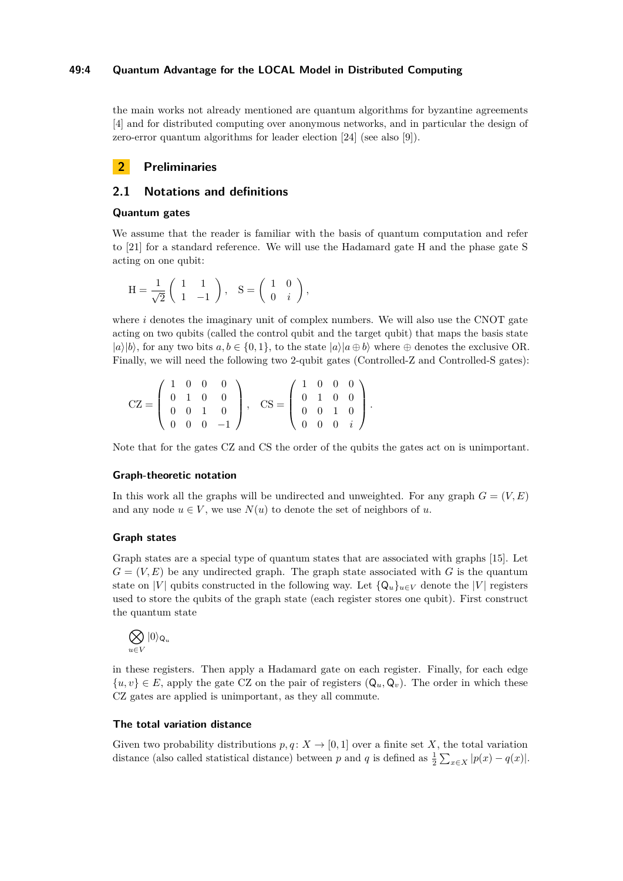the main works not already mentioned are quantum algorithms for byzantine agreements [4] and for distributed computing over anonymous networks, and in particular the design of zero-error quantum algorithms for leader election [24] (see also [9]).

## 2 Preliminaries

### 2.1 Notations and definitions

#### Quantum gates

We assume that the reader is familiar with the basis of quantum computation and refer to [21] for a standard reference. We will use the Hadamard gate H and the phase gate S acting on one qubit:

$$\mathrm{H} = \frac{1}{\sqrt{2}} \begin{pmatrix} 1 & 1 \\ 1 & -1 \end{pmatrix}, \quad \mathrm{S} = \begin{pmatrix} 1 & 0 \\ 0 & i \end{pmatrix},$$

where $i$ denotes the imaginary unit of complex numbers. We will also use the CNOT gate acting on two qubits (called the control qubit and the target qubit) that maps the basis state $|a\rangle|b\rangle$, for any two bits $a, b \in \{0, 1\}$, to the state $|a\rangle|a \oplus b\rangle$ where $\oplus$ denotes the exclusive OR. Finally, we will need the following two 2-qubit gates (Controlled-Z and Controlled-S gates):

$$\mathrm{CZ} = \begin{pmatrix} 1 & 0 & 0 & 0 \\ 0 & 1 & 0 & 0 \\ 0 & 0 & 1 & 0 \\ 0 & 0 & 0 & -1 \end{pmatrix}, \quad \mathrm{CS} = \begin{pmatrix} 1 & 0 & 0 & 0 \\ 0 & 1 & 0 & 0 \\ 0 & 0 & 1 & 0 \\ 0 & 0 & 0 & i \end{pmatrix}.$$

Note that for the gates CZ and CS the order of the qubits the gates act on is unimportant.

#### Graph-theoretic notation

In this work all the graphs will be undirected and unweighted. For any graph $G = (V, E)$ and any node $u \in V$, we use $N(u)$ to denote the set of neighbors of $u$.

#### Graph states

Graph states are a special type of quantum states that are associated with graphs [15]. Let $G = (V, E)$ be any undirected graph. The graph state associated with $G$ is the quantum state on $|V|$ qubits constructed in the following way. Let $\{\mathsf{Q}_u\}_{u \in V}$ denote the $|V|$ registers used to store the qubits of the graph state (each register stores one qubit). First construct the quantum state

$$\bigotimes_{u \in V} |0\rangle_{\mathsf{Q}_u}$$

in these registers. Then apply a Hadamard gate on each register. Finally, for each edge $\{u, v\} \in E$, apply the gate CZ on the pair of registers $(\mathsf{Q}_u, \mathsf{Q}_v)$. The order in which these CZ gates are applied is unimportant, as they all commute.

#### The total variation distance

Given two probability distributions $p, q \colon X \to [0, 1]$ over a finite set $X$, the total variation distance (also called statistical distance) between $p$ and $q$ is defined as $\frac{1}{2} \sum_{x \in X} |p(x) - q(x)|$.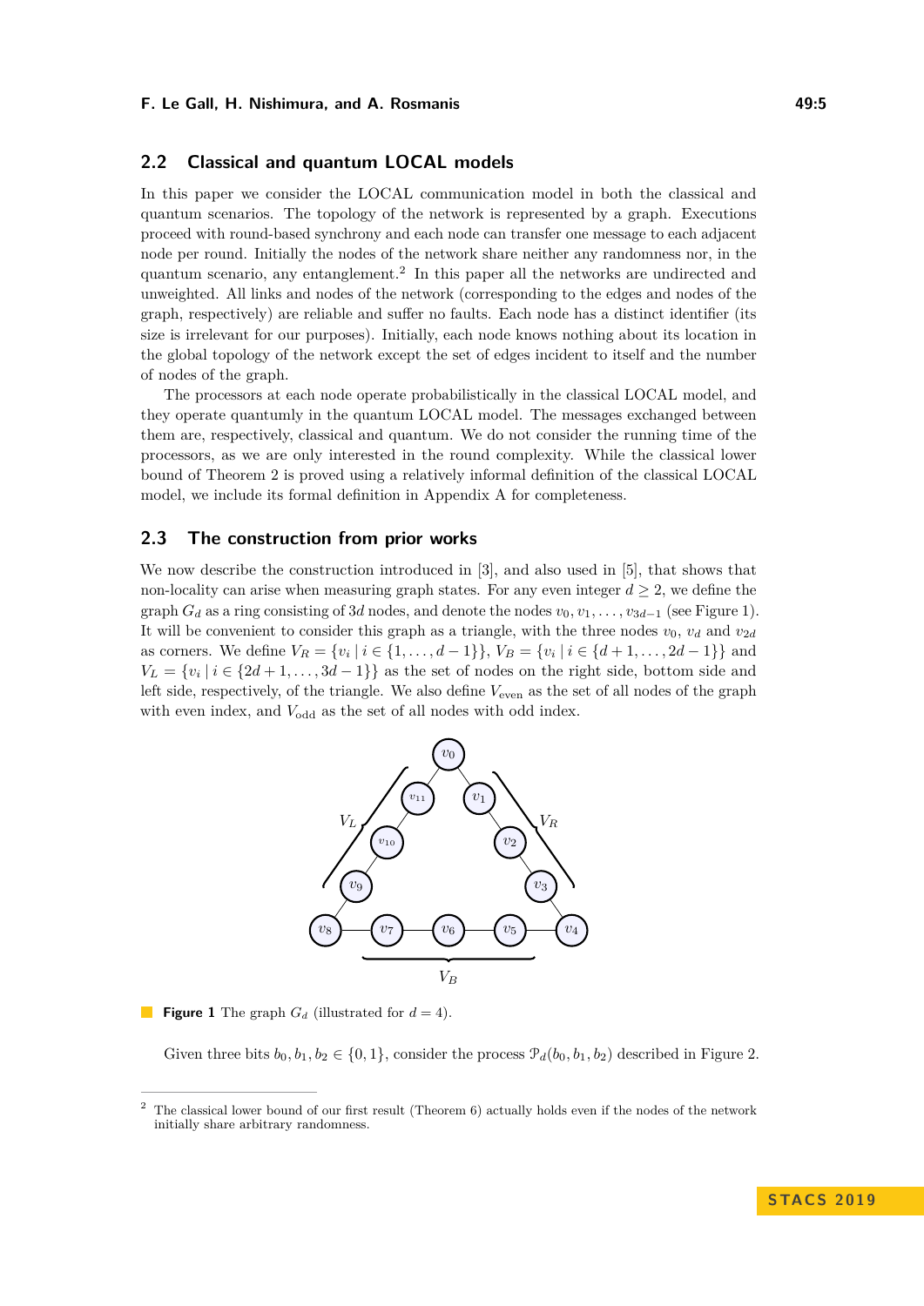## 2.2 Classical and quantum LOCAL models

In this paper we consider the LOCAL communication model in both the classical and quantum scenarios. The topology of the network is represented by a graph. Executions proceed with round-based synchrony and each node can transfer one message to each adjacent node per round. Initially the nodes of the network share neither any randomness nor, in the quantum scenario, any entanglement.[2] In this paper all the networks are undirected and unweighted. All links and nodes of the network (corresponding to the edges and nodes of the graph, respectively) are reliable and suffer no faults. Each node has a distinct identifier (its size is irrelevant for our purposes). Initially, each node knows nothing about its location in the global topology of the network except the set of edges incident to itself and the number of nodes of the graph.

The processors at each node operate probabilistically in the classical LOCAL model, and they operate quantumly in the quantum LOCAL model. The messages exchanged between them are, respectively, classical and quantum. We do not consider the running time of the processors, as we are only interested in the round complexity. While the classical lower bound of Theorem 2 is proved using a relatively informal definition of the classical LOCAL model, we include its formal definition in Appendix A for completeness.

## 2.3 The construction from prior works

We now describe the construction introduced in [3], and also used in [5], that shows that non-locality can arise when measuring graph states. For any even integer $d \geq 2$, we define the graph $G_d$ as a ring consisting of $3d$ nodes, and denote the nodes $v_0, v_1, \ldots, v_{3d-1}$ (see Figure 1). It will be convenient to consider this graph as a triangle, with the three nodes $v_0$, $v_d$ and $v_{2d}$ as corners. We define $V_R = \{v_i \mid i \in \{1, \ldots, d-1\}\}$, $V_B = \{v_i \mid i \in \{d+1, \ldots, 2d-1\}\}$ and $V_L = \{v_i \mid i \in \{2d+1, \ldots, 3d-1\}\}$ as the set of nodes on the right side, bottom side and left side, respectively, of the triangle. We also define $V_{\text{even}}$ as the set of all nodes of the graph with even index, and $V_{\text{odd}}$ as the set of all nodes with odd index.

**Figure 1** The graph $G_d$ (illustrated for $d = 4$).

Given three bits $b_0, b_1, b_2 \in \{0, 1\}$, consider the process $\mathcal{P}_d(b_0, b_1, b_2)$ described in Figure 2.

---

[2] The classical lower bound of our first result (Theorem 6) actually holds even if the nodes of the network initially share arbitrary randomness.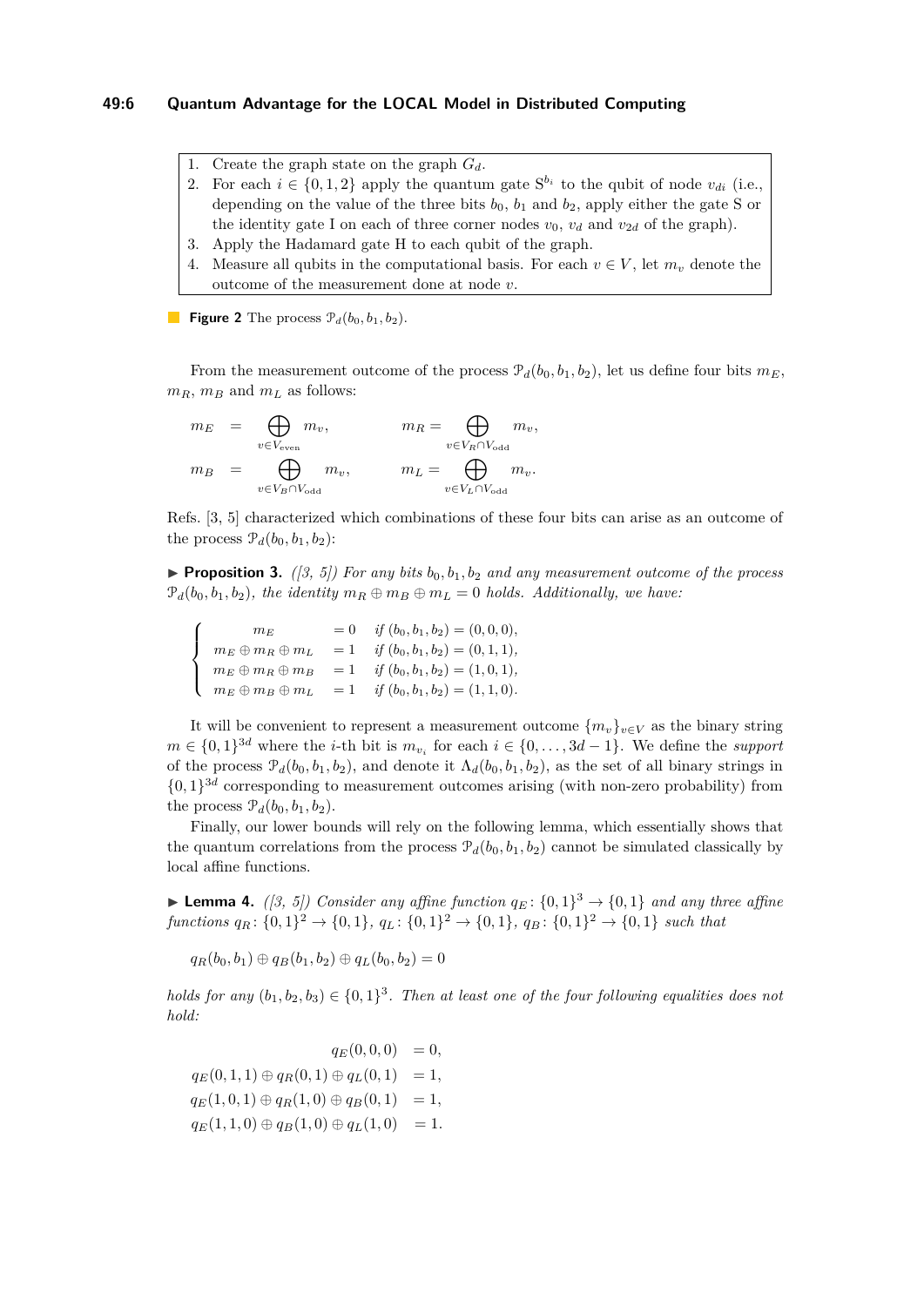1. Create the graph state on the graph $G_d$.
2. For each $i \in \{0,1,2\}$ apply the quantum gate $\mathrm{S}^{b_i}$ to the qubit of node $v_{di}$ (i.e., depending on the value of the three bits $b_0$, $b_1$ and $b_2$, apply either the gate S or the identity gate I on each of three corner nodes $v_0$, $v_d$ and $v_{2d}$ of the graph).
3. Apply the Hadamard gate H to each qubit of the graph.
4. Measure all qubits in the computational basis. For each $v \in V$, let $m_v$ denote the outcome of the measurement done at node $v$.

**Figure 2** The process $\mathcal{P}_d(b_0, b_1, b_2)$.

From the measurement outcome of the process $\mathcal{P}_d(b_0, b_1, b_2)$, let us define four bits $m_E$, $m_R$, $m_B$ and $m_L$ as follows:

$$m_E = \bigoplus_{v \in V_{\text{even}}} m_v, \qquad m_R = \bigoplus_{v \in V_R \cap V_{\text{odd}}} m_v,$$

$$m_B = \bigoplus_{v \in V_B \cap V_{\text{odd}}} m_v, \qquad m_L = \bigoplus_{v \in V_L \cap V_{\text{odd}}} m_v.$$

Refs. [3, 5] characterized which combinations of these four bits can arise as an outcome of the process $\mathcal{P}_d(b_0, b_1, b_2)$:

▶ **Proposition 3.** *([3, 5]) For any bits $b_0, b_1, b_2$ and any measurement outcome of the process $\mathcal{P}_d(b_0, b_1, b_2)$, the identity $m_R \oplus m_B \oplus m_L = 0$ holds. Additionally, we have:*

$$\begin{cases} m_E & = 0 \quad \text{if } (b_0, b_1, b_2) = (0,0,0), \\ m_E \oplus m_R \oplus m_L & = 1 \quad \text{if } (b_0, b_1, b_2) = (0,1,1), \\ m_E \oplus m_R \oplus m_B & = 1 \quad \text{if } (b_0, b_1, b_2) = (1,0,1), \\ m_E \oplus m_B \oplus m_L & = 1 \quad \text{if } (b_0, b_1, b_2) = (1,1,0). \end{cases}$$

It will be convenient to represent a measurement outcome $\{m_v\}_{v \in V}$ as the binary string $m \in \{0,1\}^{3d}$ where the $i$-th bit is $m_{v_i}$ for each $i \in \{0, \ldots, 3d-1\}$. We define the *support* of the process $\mathcal{P}_d(b_0, b_1, b_2)$, and denote it $\Lambda_d(b_0, b_1, b_2)$, as the set of all binary strings in $\{0,1\}^{3d}$ corresponding to measurement outcomes arising (with non-zero probability) from the process $\mathcal{P}_d(b_0, b_1, b_2)$.

Finally, our lower bounds will rely on the following lemma, which essentially shows that the quantum correlations from the process $\mathcal{P}_d(b_0, b_1, b_2)$ cannot be simulated classically by local affine functions.

▶ **Lemma 4.** *([3, 5]) Consider any affine function $q_E \colon \{0,1\}^3 \to \{0,1\}$ and any three affine functions $q_R \colon \{0,1\}^2 \to \{0,1\}$, $q_L \colon \{0,1\}^2 \to \{0,1\}$, $q_B \colon \{0,1\}^2 \to \{0,1\}$ such that*

$$q_R(b_0, b_1) \oplus q_B(b_1, b_2) \oplus q_L(b_0, b_2) = 0$$

*holds for any $(b_1, b_2, b_3) \in \{0,1\}^3$. Then at least one of the four following equalities does not hold:*

$$\begin{aligned} q_E(0,0,0) &= 0, \\ q_E(0,1,1) \oplus q_R(0,1) \oplus q_L(0,1) &= 1, \\ q_E(1,0,1) \oplus q_R(1,0) \oplus q_B(0,1) &= 1, \\ q_E(1,1,0) \oplus q_B(1,0) \oplus q_L(1,0) &= 1. \end{aligned}$$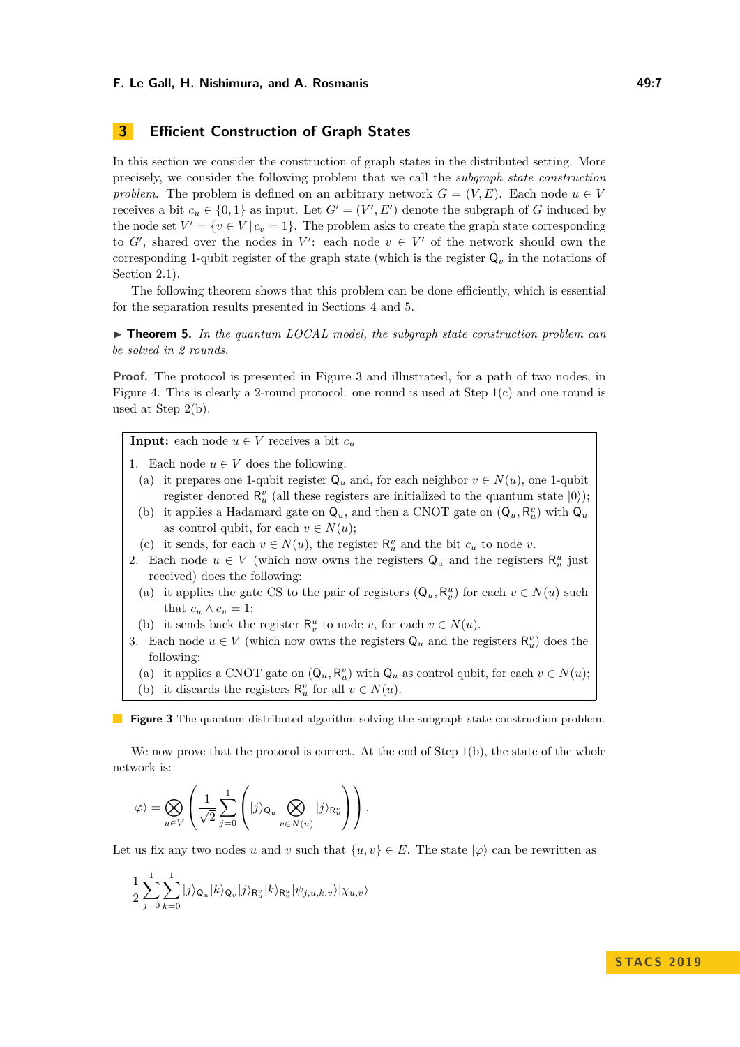## 3 Efficient Construction of Graph States

In this section we consider the construction of graph states in the distributed setting. More precisely, we consider the following problem that we call the *subgraph state construction problem*. The problem is defined on an arbitrary network $G = (V, E)$. Each node $u \in V$ receives a bit $c_u \in \{0, 1\}$ as input. Let $G' = (V', E')$ denote the subgraph of $G$ induced by the node set $V' = \{v \in V \,|\, c_v = 1\}$. The problem asks to create the graph state corresponding to $G'$, shared over the nodes in $V'$: each node $v \in V'$ of the network should own the corresponding 1-qubit register of the graph state (which is the register $\mathsf{Q}_v$ in the notations of Section 2.1).

The following theorem shows that this problem can be done efficiently, which is essential for the separation results presented in Sections 4 and 5.

▶ **Theorem 5.** *In the quantum LOCAL model, the subgraph state construction problem can be solved in 2 rounds.*

**Proof.** The protocol is presented in Figure 3 and illustrated, for a path of two nodes, in Figure 4. This is clearly a 2-round protocol: one round is used at Step 1(c) and one round is used at Step 2(b).

**Input:** each node $u \in V$ receives a bit $c_u$

1. Each node $u \in V$ does the following:
   (a) it prepares one 1-qubit register $\mathsf{Q}_u$ and, for each neighbor $v \in N(u)$, one 1-qubit register denoted $\mathsf{R}_u^v$ (all these registers are initialized to the quantum state $|0\rangle$);
   (b) it applies a Hadamard gate on $\mathsf{Q}_u$, and then a CNOT gate on $(\mathsf{Q}_u, \mathsf{R}_u^v)$ with $\mathsf{Q}_u$ as control qubit, for each $v \in N(u)$;
   (c) it sends, for each $v \in N(u)$, the register $\mathsf{R}_u^v$ and the bit $c_u$ to node $v$.
2. Each node $u \in V$ (which now owns the registers $\mathsf{Q}_u$ and the registers $\mathsf{R}_v^u$ just received) does the following:
   (a) it applies the gate CS to the pair of registers $(\mathsf{Q}_u, \mathsf{R}_v^u)$ for each $v \in N(u)$ such that $c_u \wedge c_v = 1$;
   (b) it sends back the register $\mathsf{R}_v^u$ to node $v$, for each $v \in N(u)$.
3. Each node $u \in V$ (which now owns the registers $\mathsf{Q}_u$ and the registers $\mathsf{R}_u^v$) does the following:
   (a) it applies a CNOT gate on $(\mathsf{Q}_u, \mathsf{R}_u^v)$ with $\mathsf{Q}_u$ as control qubit, for each $v \in N(u)$;
   (b) it discards the registers $\mathsf{R}_u^v$ for all $v \in N(u)$.

**Figure 3** The quantum distributed algorithm solving the subgraph state construction problem.

We now prove that the protocol is correct. At the end of Step 1(b), the state of the whole network is:

$$|\varphi\rangle = \bigotimes_{u \in V} \left( \frac{1}{\sqrt{2}} \sum_{j=0}^{1} \left( |j\rangle_{\mathsf{Q}_u} \bigotimes_{v \in N(u)} |j\rangle_{\mathsf{R}_u^v} \right) \right).$$

Let us fix any two nodes $u$ and $v$ such that $\{u, v\} \in E$. The state $|\varphi\rangle$ can be rewritten as

$$\frac{1}{2} \sum_{j=0}^{1} \sum_{k=0}^{1} |j\rangle_{\mathsf{Q}_u} |k\rangle_{\mathsf{Q}_v} |j\rangle_{\mathsf{R}_u^v} |k\rangle_{\mathsf{R}_v^u} |\psi_{j,u,k,v}\rangle |\chi_{u,v}\rangle$$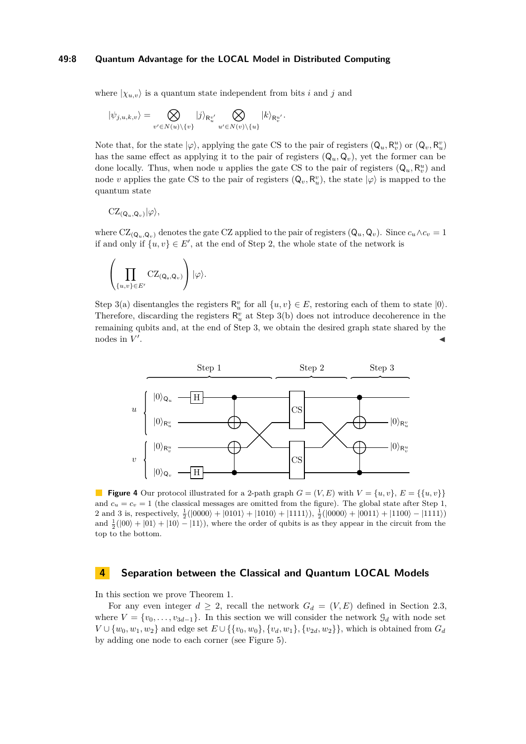where $|\chi_{u,v}\rangle$ is a quantum state independent from bits $i$ and $j$ and

$$|\psi_{j,u,k,v}\rangle = \bigotimes_{v' \in N(u)\setminus\{v\}} |j\rangle_{\mathsf{R}_u^{v'}} \bigotimes_{u' \in N(v)\setminus\{u\}} |k\rangle_{\mathsf{R}_v^{u'}}.$$

Note that, for the state $|\varphi\rangle$, applying the gate CS to the pair of registers $(\mathsf{Q}_u, \mathsf{R}_v^u)$ or $(\mathsf{Q}_v, \mathsf{R}_u^v)$ has the same effect as applying it to the pair of registers $(\mathsf{Q}_u, \mathsf{Q}_v)$, yet the former can be done locally. Thus, when node $u$ applies the gate CS to the pair of registers $(\mathsf{Q}_u, \mathsf{R}_v^u)$ and node $v$ applies the gate CS to the pair of registers $(\mathsf{Q}_v, \mathsf{R}_u^v)$, the state $|\varphi\rangle$ is mapped to the quantum state

$$\mathrm{CZ}_{(\mathsf{Q}_u,\mathsf{Q}_v)}|\varphi\rangle,$$

where $\mathrm{CZ}_{(\mathsf{Q}_u,\mathsf{Q}_v)}$ denotes the gate CZ applied to the pair of registers $(\mathsf{Q}_u, \mathsf{Q}_v)$. Since $c_u \wedge c_v = 1$ if and only if $\{u, v\} \in E'$, at the end of Step 2, the whole state of the network is

$$\left(\prod_{\{u,v\}\in E'} \mathrm{CZ}_{(\mathsf{Q}_u,\mathsf{Q}_v)}\right)|\varphi\rangle.$$

Step 3(a) disentangles the registers $\mathsf{R}_u^v$ for all $\{u, v\} \in E$, restoring each of them to state $|0\rangle$. Therefore, discarding the registers $\mathsf{R}_u^v$ at Step 3(b) does not introduce decoherence in the remaining qubits and, at the end of Step 3, we obtain the desired graph state shared by the nodes in $V'$. ◀

**Figure 4** Our protocol illustrated for a 2-path graph $G = (V, E)$ with $V = \{u, v\}$, $E = \{\{u, v\}\}$ and $c_u = c_v = 1$ (the classical messages are omitted from the figure). The global state after Step 1, 2 and 3 is, respectively, $\frac{1}{2}(|0000\rangle + |0101\rangle + |1010\rangle + |1111\rangle)$, $\frac{1}{2}(|0000\rangle + |0011\rangle + |1100\rangle - |1111\rangle)$ and $\frac{1}{2}(|00\rangle + |01\rangle + |10\rangle - |11\rangle)$, where the order of qubits is as they appear in the circuit from the top to the bottom.

## 4 Separation between the Classical and Quantum LOCAL Models

In this section we prove Theorem 1.

For any even integer $d \geq 2$, recall the network $G_d = (V, E)$ defined in Section 2.3, where $V = \{v_0, \ldots, v_{3d-1}\}$. In this section we will consider the network $\mathcal{G}_d$ with node set $V \cup \{w_0, w_1, w_2\}$ and edge set $E \cup \{\{v_0, w_0\}, \{v_d, w_1\}, \{v_{2d}, w_2\}\}$, which is obtained from $G_d$ by adding one node to each corner (see Figure 5).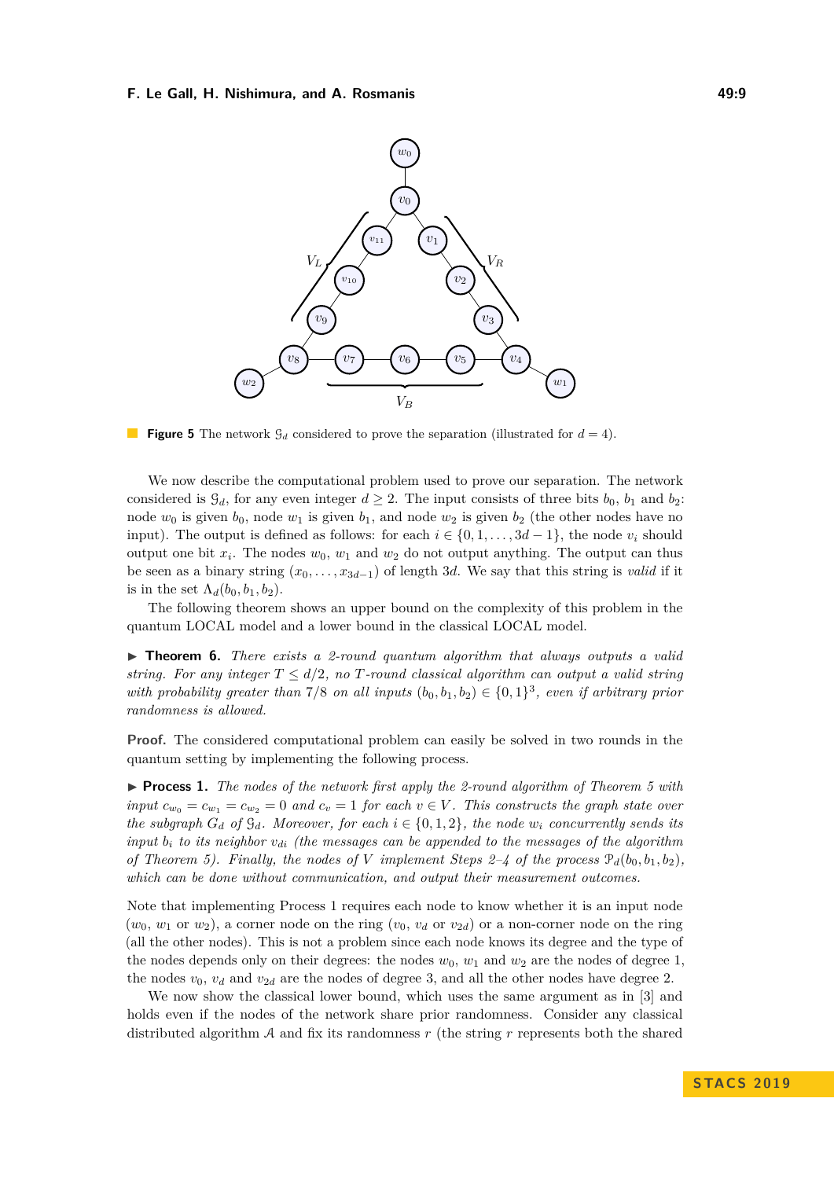**Figure 5** The network $\mathcal{G}_d$ considered to prove the separation (illustrated for $d = 4$).

We now describe the computational problem used to prove our separation. The network considered is $\mathcal{G}_d$, for any even integer $d \geq 2$. The input consists of three bits $b_0$, $b_1$ and $b_2$: node $w_0$ is given $b_0$, node $w_1$ is given $b_1$, and node $w_2$ is given $b_2$ (the other nodes have no input). The output is defined as follows: for each $i \in \{0, 1, \ldots, 3d-1\}$, the node $v_i$ should output one bit $x_i$. The nodes $w_0$, $w_1$ and $w_2$ do not output anything. The output can thus be seen as a binary string $(x_0, \ldots, x_{3d-1})$ of length $3d$. We say that this string is *valid* if it is in the set $\Lambda_d(b_0, b_1, b_2)$.

The following theorem shows an upper bound on the complexity of this problem in the quantum LOCAL model and a lower bound in the classical LOCAL model.

▶ **Theorem 6.** *There exists a 2-round quantum algorithm that always outputs a valid string. For any integer $T \leq d/2$, no $T$-round classical algorithm can output a valid string with probability greater than $7/8$ on all inputs $(b_0, b_1, b_2) \in \{0, 1\}^3$, even if arbitrary prior randomness is allowed.*

**Proof.** The considered computational problem can easily be solved in two rounds in the quantum setting by implementing the following process.

▶ **Process 1.** *The nodes of the network first apply the 2-round algorithm of Theorem 5 with input $c_{w_0} = c_{w_1} = c_{w_2} = 0$ and $c_v = 1$ for each $v \in V$. This constructs the graph state over the subgraph $G_d$ of $\mathcal{G}_d$. Moreover, for each $i \in \{0, 1, 2\}$, the node $w_i$ concurrently sends its input $b_i$ to its neighbor $v_{di}$ (the messages can be appended to the messages of the algorithm of Theorem 5). Finally, the nodes of $V$ implement Steps 2–4 of the process $\mathcal{P}_d(b_0, b_1, b_2)$, which can be done without communication, and output their measurement outcomes.*

Note that implementing Process 1 requires each node to know whether it is an input node ($w_0$, $w_1$ or $w_2$), a corner node on the ring ($v_0$, $v_d$ or $v_{2d}$) or a non-corner node on the ring (all the other nodes). This is not a problem since each node knows its degree and the type of the nodes depends only on their degrees: the nodes $w_0$, $w_1$ and $w_2$ are the nodes of degree 1, the nodes $v_0$, $v_d$ and $v_{2d}$ are the nodes of degree 3, and all the other nodes have degree 2.

We now show the classical lower bound, which uses the same argument as in [3] and holds even if the nodes of the network share prior randomness. Consider any classical distributed algorithm $\mathcal{A}$ and fix its randomness $r$ (the string $r$ represents both the shared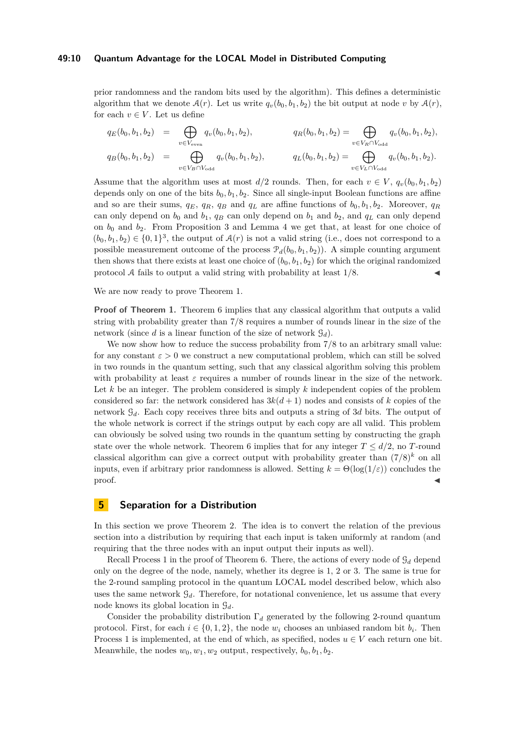prior randomness and the random bits used by the algorithm). This defines a deterministic algorithm that we denote $\mathcal{A}(r)$. Let us write $q_v(b_0, b_1, b_2)$ the bit output at node $v$ by $\mathcal{A}(r)$, for each $v \in V$. Let us define

$$
\begin{aligned}
q_E(b_0, b_1, b_2) &= \bigoplus_{v \in V_{\text{even}}} q_v(b_0, b_1, b_2), \qquad & q_R(b_0, b_1, b_2) &= \bigoplus_{v \in V_R \cap V_{\text{odd}}} q_v(b_0, b_1, b_2), \\
q_B(b_0, b_1, b_2) &= \bigoplus_{v \in V_B \cap V_{\text{odd}}} q_v(b_0, b_1, b_2), \qquad & q_L(b_0, b_1, b_2) &= \bigoplus_{v \in V_L \cap V_{\text{odd}}} q_v(b_0, b_1, b_2).
\end{aligned}
$$

Assume that the algorithm uses at most $d/2$ rounds. Then, for each $v \in V$, $q_v(b_0, b_1, b_2)$ depends only on one of the bits $b_0, b_1, b_2$. Since all single-input Boolean functions are affine and so are their sums, $q_E$, $q_R$, $q_B$ and $q_L$ are affine functions of $b_0, b_1, b_2$. Moreover, $q_R$ can only depend on $b_0$ and $b_1$, $q_B$ can only depend on $b_1$ and $b_2$, and $q_L$ can only depend on $b_0$ and $b_2$. From Proposition 3 and Lemma 4 we get that, at least for one choice of $(b_0, b_1, b_2) \in \{0,1\}^3$, the output of $\mathcal{A}(r)$ is not a valid string (i.e., does not correspond to a possible measurement outcome of the process $\mathcal{P}_d(b_0, b_1, b_2)$). A simple counting argument then shows that there exists at least one choice of $(b_0, b_1, b_2)$ for which the original randomized protocol $\mathcal{A}$ fails to output a valid string with probability at least $1/8$. ◀

We are now ready to prove Theorem 1.

**Proof of Theorem 1.** Theorem 6 implies that any classical algorithm that outputs a valid string with probability greater than $7/8$ requires a number of rounds linear in the size of the network (since $d$ is a linear function of the size of network $\mathcal{G}_d$).

We now show how to reduce the success probability from $7/8$ to an arbitrary small value: for any constant $\varepsilon > 0$ we construct a new computational problem, which can still be solved in two rounds in the quantum setting, such that any classical algorithm solving this problem with probability at least $\varepsilon$ requires a number of rounds linear in the size of the network. Let $k$ be an integer. The problem considered is simply $k$ independent copies of the problem considered so far: the network considered has $3k(d+1)$ nodes and consists of $k$ copies of the network $\mathcal{G}_d$. Each copy receives three bits and outputs a string of $3d$ bits. The output of the whole network is correct if the strings output by each copy are all valid. This problem can obviously be solved using two rounds in the quantum setting by constructing the graph state over the whole network. Theorem 6 implies that for any integer $T \leq d/2$, no $T$-round classical algorithm can give a correct output with probability greater than $(7/8)^k$ on all inputs, even if arbitrary prior randomness is allowed. Setting $k = \Theta(\log(1/\varepsilon))$ concludes the proof. ◀

## 5 Separation for a Distribution

In this section we prove Theorem 2. The idea is to convert the relation of the previous section into a distribution by requiring that each input is taken uniformly at random (and requiring that the three nodes with an input output their inputs as well).

Recall Process 1 in the proof of Theorem 6. There, the actions of every node of $\mathcal{G}_d$ depend only on the degree of the node, namely, whether its degree is 1, 2 or 3. The same is true for the 2-round sampling protocol in the quantum LOCAL model described below, which also uses the same network $\mathcal{G}_d$. Therefore, for notational convenience, let us assume that every node knows its global location in $\mathcal{G}_d$.

Consider the probability distribution $\Gamma_d$ generated by the following 2-round quantum protocol. First, for each $i \in \{0, 1, 2\}$, the node $w_i$ chooses an unbiased random bit $b_i$. Then Process 1 is implemented, at the end of which, as specified, nodes $u \in V$ each return one bit. Meanwhile, the nodes $w_0, w_1, w_2$ output, respectively, $b_0, b_1, b_2$.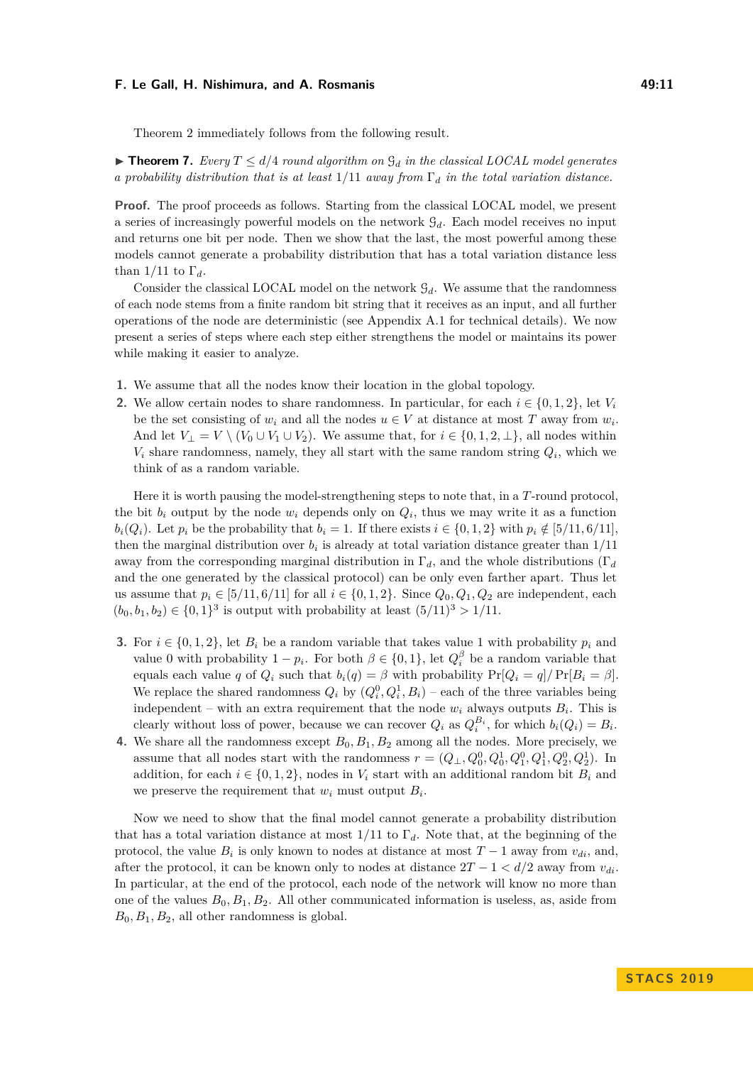Theorem 2 immediately follows from the following result.

▶ **Theorem 7.** *Every $T \leq d/4$ round algorithm on $\mathcal{G}_d$ in the classical LOCAL model generates a probability distribution that is at least $1/11$ away from $\Gamma_d$ in the total variation distance.*

**Proof.** The proof proceeds as follows. Starting from the classical LOCAL model, we present a series of increasingly powerful models on the network $\mathcal{G}_d$. Each model receives no input and returns one bit per node. Then we show that the last, the most powerful among these models cannot generate a probability distribution that has a total variation distance less than $1/11$ to $\Gamma_d$.

Consider the classical LOCAL model on the network $\mathcal{G}_d$. We assume that the randomness of each node stems from a finite random bit string that it receives as an input, and all further operations of the node are deterministic (see Appendix A.1 for technical details). We now present a series of steps where each step either strengthens the model or maintains its power while making it easier to analyze.

1. We assume that all the nodes know their location in the global topology.
2. We allow certain nodes to share randomness. In particular, for each $i \in \{0, 1, 2\}$, let $V_i$ be the set consisting of $w_i$ and all the nodes $u \in V$ at distance at most $T$ away from $w_i$. And let $V_\perp = V \setminus (V_0 \cup V_1 \cup V_2)$. We assume that, for $i \in \{0, 1, 2, \perp\}$, all nodes within $V_i$ share randomness, namely, they all start with the same random string $Q_i$, which we think of as a random variable.

Here it is worth pausing the model-strengthening steps to note that, in a $T$-round protocol, the bit $b_i$ output by the node $w_i$ depends only on $Q_i$, thus we may write it as a function $b_i(Q_i)$. Let $p_i$ be the probability that $b_i = 1$. If there exists $i \in \{0, 1, 2\}$ with $p_i \notin [5/11, 6/11]$, then the marginal distribution over $b_i$ is already at total variation distance greater than $1/11$ away from the corresponding marginal distribution in $\Gamma_d$, and the whole distributions ($\Gamma_d$ and the one generated by the classical protocol) can be only even farther apart. Thus let us assume that $p_i \in [5/11, 6/11]$ for all $i \in \{0, 1, 2\}$. Since $Q_0, Q_1, Q_2$ are independent, each $(b_0, b_1, b_2) \in \{0, 1\}^3$ is output with probability at least $(5/11)^3 > 1/11$.

3. For $i \in \{0, 1, 2\}$, let $B_i$ be a random variable that takes value 1 with probability $p_i$ and value 0 with probability $1 - p_i$. For both $\beta \in \{0, 1\}$, let $Q_i^\beta$ be a random variable that equals each value $q$ of $Q_i$ such that $b_i(q) = \beta$ with probability $\Pr[Q_i = q] / \Pr[B_i = \beta]$. We replace the shared randomness $Q_i$ by $(Q_i^0, Q_i^1, B_i)$ – each of the three variables being independent – with an extra requirement that the node $w_i$ always outputs $B_i$. This is clearly without loss of power, because we can recover $Q_i$ as $Q_i^{B_i}$, for which $b_i(Q_i) = B_i$.
4. We share all the randomness except $B_0, B_1, B_2$ among all the nodes. More precisely, we assume that all nodes start with the randomness $r = (Q_\perp, Q_0^0, Q_0^1, Q_1^0, Q_1^1, Q_2^0, Q_2^1)$. In addition, for each $i \in \{0, 1, 2\}$, nodes in $V_i$ start with an additional random bit $B_i$ and we preserve the requirement that $w_i$ must output $B_i$.

Now we need to show that the final model cannot generate a probability distribution that has a total variation distance at most $1/11$ to $\Gamma_d$. Note that, at the beginning of the protocol, the value $B_i$ is only known to nodes at distance at most $T - 1$ away from $v_{di}$, and, after the protocol, it can be known only to nodes at distance $2T - 1 < d/2$ away from $v_{di}$. In particular, at the end of the protocol, each node of the network will know no more than one of the values $B_0, B_1, B_2$. All other communicated information is useless, as, aside from $B_0, B_1, B_2$, all other randomness is global.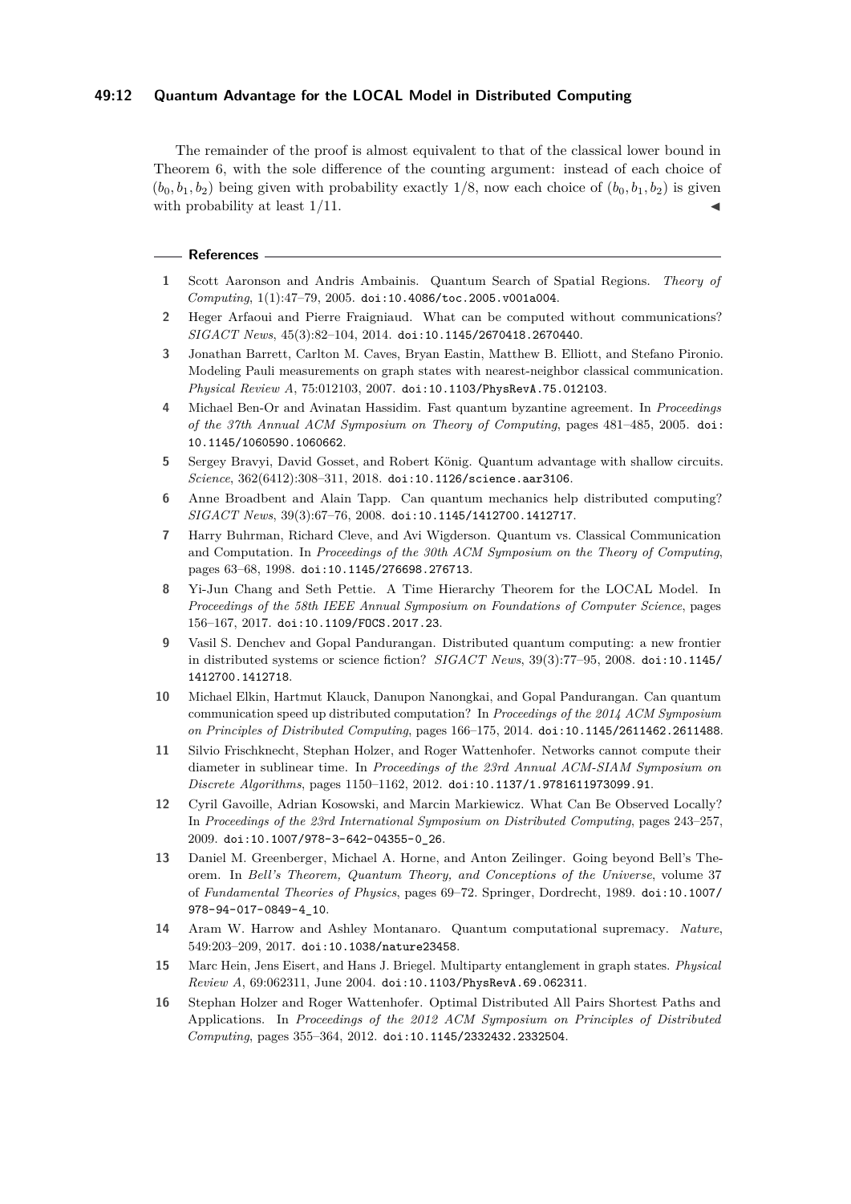The remainder of the proof is almost equivalent to that of the classical lower bound in Theorem 6, with the sole difference of the counting argument: instead of each choice of $(b_0, b_1, b_2)$ being given with probability exactly $1/8$, now each choice of $(b_0, b_1, b_2)$ is given with probability at least $1/11$. ◀

## References

1. Scott Aaronson and Andris Ambainis. Quantum Search of Spatial Regions. *Theory of Computing*, 1(1):47–79, 2005. doi:10.4086/toc.2005.v001a004.
2. Heger Arfaoui and Pierre Fraigniaud. What can be computed without communications? *SIGACT News*, 45(3):82–104, 2014. doi:10.1145/2670418.2670440.
3. Jonathan Barrett, Carlton M. Caves, Bryan Eastin, Matthew B. Elliott, and Stefano Pironio. Modeling Pauli measurements on graph states with nearest-neighbor classical communication. *Physical Review A*, 75:012103, 2007. doi:10.1103/PhysRevA.75.012103.
4. Michael Ben-Or and Avinatan Hassidim. Fast quantum byzantine agreement. In *Proceedings of the 37th Annual ACM Symposium on Theory of Computing*, pages 481–485, 2005. doi:10.1145/1060590.1060662.
5. Sergey Bravyi, David Gosset, and Robert König. Quantum advantage with shallow circuits. *Science*, 362(6412):308–311, 2018. doi:10.1126/science.aar3106.
6. Anne Broadbent and Alain Tapp. Can quantum mechanics help distributed computing? *SIGACT News*, 39(3):67–76, 2008. doi:10.1145/1412700.1412717.
7. Harry Buhrman, Richard Cleve, and Avi Wigderson. Quantum vs. Classical Communication and Computation. In *Proceedings of the 30th ACM Symposium on the Theory of Computing*, pages 63–68, 1998. doi:10.1145/276698.276713.
8. Yi-Jun Chang and Seth Pettie. A Time Hierarchy Theorem for the LOCAL Model. In *Proceedings of the 58th IEEE Annual Symposium on Foundations of Computer Science*, pages 156–167, 2017. doi:10.1109/FOCS.2017.23.
9. Vasil S. Denchev and Gopal Pandurangan. Distributed quantum computing: a new frontier in distributed systems or science fiction? *SIGACT News*, 39(3):77–95, 2008. doi:10.1145/1412700.1412718.
10. Michael Elkin, Hartmut Klauck, Danupon Nanongkai, and Gopal Pandurangan. Can quantum communication speed up distributed computation? In *Proceedings of the 2014 ACM Symposium on Principles of Distributed Computing*, pages 166–175, 2014. doi:10.1145/2611462.2611488.
11. Silvio Frischknecht, Stephan Holzer, and Roger Wattenhofer. Networks cannot compute their diameter in sublinear time. In *Proceedings of the 23rd Annual ACM-SIAM Symposium on Discrete Algorithms*, pages 1150–1162, 2012. doi:10.1137/1.9781611973099.91.
12. Cyril Gavoille, Adrian Kosowski, and Marcin Markiewicz. What Can Be Observed Locally? In *Proceedings of the 23rd International Symposium on Distributed Computing*, pages 243–257, 2009. doi:10.1007/978-3-642-04355-0_26.
13. Daniel M. Greenberger, Michael A. Horne, and Anton Zeilinger. Going beyond Bell's Theorem. In *Bell's Theorem, Quantum Theory, and Conceptions of the Universe*, volume 37 of *Fundamental Theories of Physics*, pages 69–72. Springer, Dordrecht, 1989. doi:10.1007/978-94-017-0849-4_10.
14. Aram W. Harrow and Ashley Montanaro. Quantum computational supremacy. *Nature*, 549:203–209, 2017. doi:10.1038/nature23458.
15. Marc Hein, Jens Eisert, and Hans J. Briegel. Multiparty entanglement in graph states. *Physical Review A*, 69:062311, June 2004. doi:10.1103/PhysRevA.69.062311.
16. Stephan Holzer and Roger Wattenhofer. Optimal Distributed All Pairs Shortest Paths and Applications. In *Proceedings of the 2012 ACM Symposium on Principles of Distributed Computing*, pages 355–364, 2012. doi:10.1145/2332432.2332504.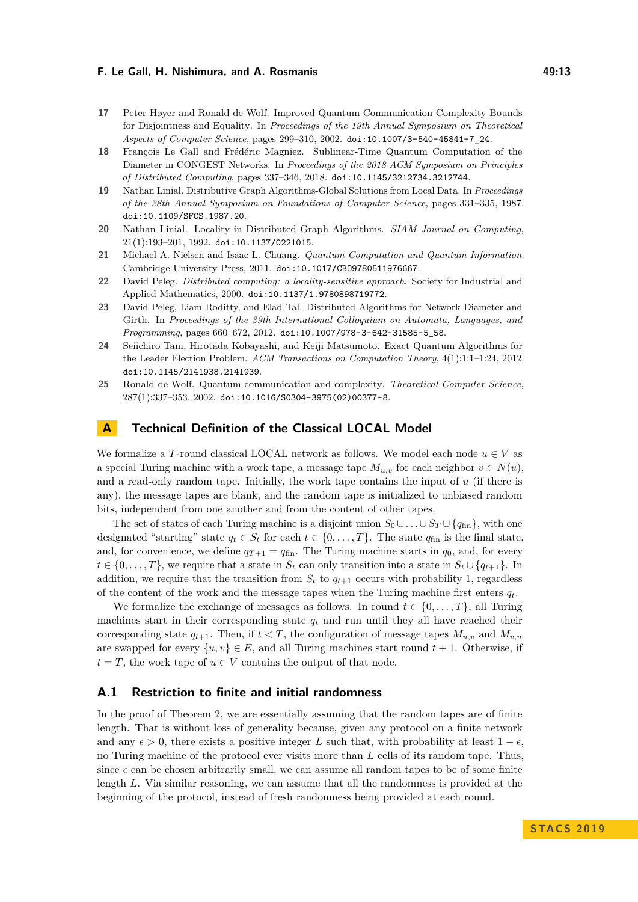17 Peter Høyer and Ronald de Wolf. Improved Quantum Communication Complexity Bounds for Disjointness and Equality. In *Proceedings of the 19th Annual Symposium on Theoretical Aspects of Computer Science*, pages 299–310, 2002. doi:10.1007/3-540-45841-7_24.

18 François Le Gall and Frédéric Magniez. Sublinear-Time Quantum Computation of the Diameter in CONGEST Networks. In *Proceedings of the 2018 ACM Symposium on Principles of Distributed Computing*, pages 337–346, 2018. doi:10.1145/3212734.3212744.

19 Nathan Linial. Distributive Graph Algorithms-Global Solutions from Local Data. In *Proceedings of the 28th Annual Symposium on Foundations of Computer Science*, pages 331–335, 1987. doi:10.1109/SFCS.1987.20.

20 Nathan Linial. Locality in Distributed Graph Algorithms. *SIAM Journal on Computing*, 21(1):193–201, 1992. doi:10.1137/0221015.

21 Michael A. Nielsen and Isaac L. Chuang. *Quantum Computation and Quantum Information*. Cambridge University Press, 2011. doi:10.1017/CBO9780511976667.

22 David Peleg. *Distributed computing: a locality-sensitive approach*. Society for Industrial and Applied Mathematics, 2000. doi:10.1137/1.9780898719772.

23 David Peleg, Liam Roditty, and Elad Tal. Distributed Algorithms for Network Diameter and Girth. In *Proceedings of the 39th International Colloquium on Automata, Languages, and Programming*, pages 660–672, 2012. doi:10.1007/978-3-642-31585-5_58.

24 Seiichiro Tani, Hirotada Kobayashi, and Keiji Matsumoto. Exact Quantum Algorithms for the Leader Election Problem. *ACM Transactions on Computation Theory*, 4(1):1:1–1:24, 2012. doi:10.1145/2141938.2141939.

25 Ronald de Wolf. Quantum communication and complexity. *Theoretical Computer Science*, 287(1):337–353, 2002. doi:10.1016/S0304-3975(02)00377-8.

# A Technical Definition of the Classical LOCAL Model

We formalize a $T$-round classical LOCAL network as follows. We model each node $u \in V$ as a special Turing machine with a work tape, a message tape $M_{u,v}$ for each neighbor $v \in N(u)$, and a read-only random tape. Initially, the work tape contains the input of $u$ (if there is any), the message tapes are blank, and the random tape is initialized to unbiased random bits, independent from one another and from the content of other tapes.

The set of states of each Turing machine is a disjoint union $S_0 \cup \ldots \cup S_T \cup \{q_{\mathrm{fin}}\}$, with one designated "starting" state $q_t \in S_t$ for each $t \in \{0, \ldots, T\}$. The state $q_{\mathrm{fin}}$ is the final state, and, for convenience, we define $q_{T+1} = q_{\mathrm{fin}}$. The Turing machine starts in $q_0$, and, for every $t \in \{0, \ldots, T\}$, we require that a state in $S_t$ can only transition into a state in $S_t \cup \{q_{t+1}\}$. In addition, we require that the transition from $S_t$ to $q_{t+1}$ occurs with probability 1, regardless of the content of the work and the message tapes when the Turing machine first enters $q_t$.

We formalize the exchange of messages as follows. In round $t \in \{0, \ldots, T\}$, all Turing machines start in their corresponding state $q_t$ and run until they all have reached their corresponding state $q_{t+1}$. Then, if $t < T$, the configuration of message tapes $M_{u,v}$ and $M_{v,u}$ are swapped for every $\{u, v\} \in E$, and all Turing machines start round $t + 1$. Otherwise, if $t = T$, the work tape of $u \in V$ contains the output of that node.

## A.1 Restriction to finite and initial randomness

In the proof of Theorem 2, we are essentially assuming that the random tapes are of finite length. That is without loss of generality because, given any protocol on a finite network and any $\epsilon > 0$, there exists a positive integer $L$ such that, with probability at least $1 - \epsilon$, no Turing machine of the protocol ever visits more than $L$ cells of its random tape. Thus, since $\epsilon$ can be chosen arbitrarily small, we can assume all random tapes to be of some finite length $L$. Via similar reasoning, we can assume that all the randomness is provided at the beginning of the protocol, instead of fresh randomness being provided at each round.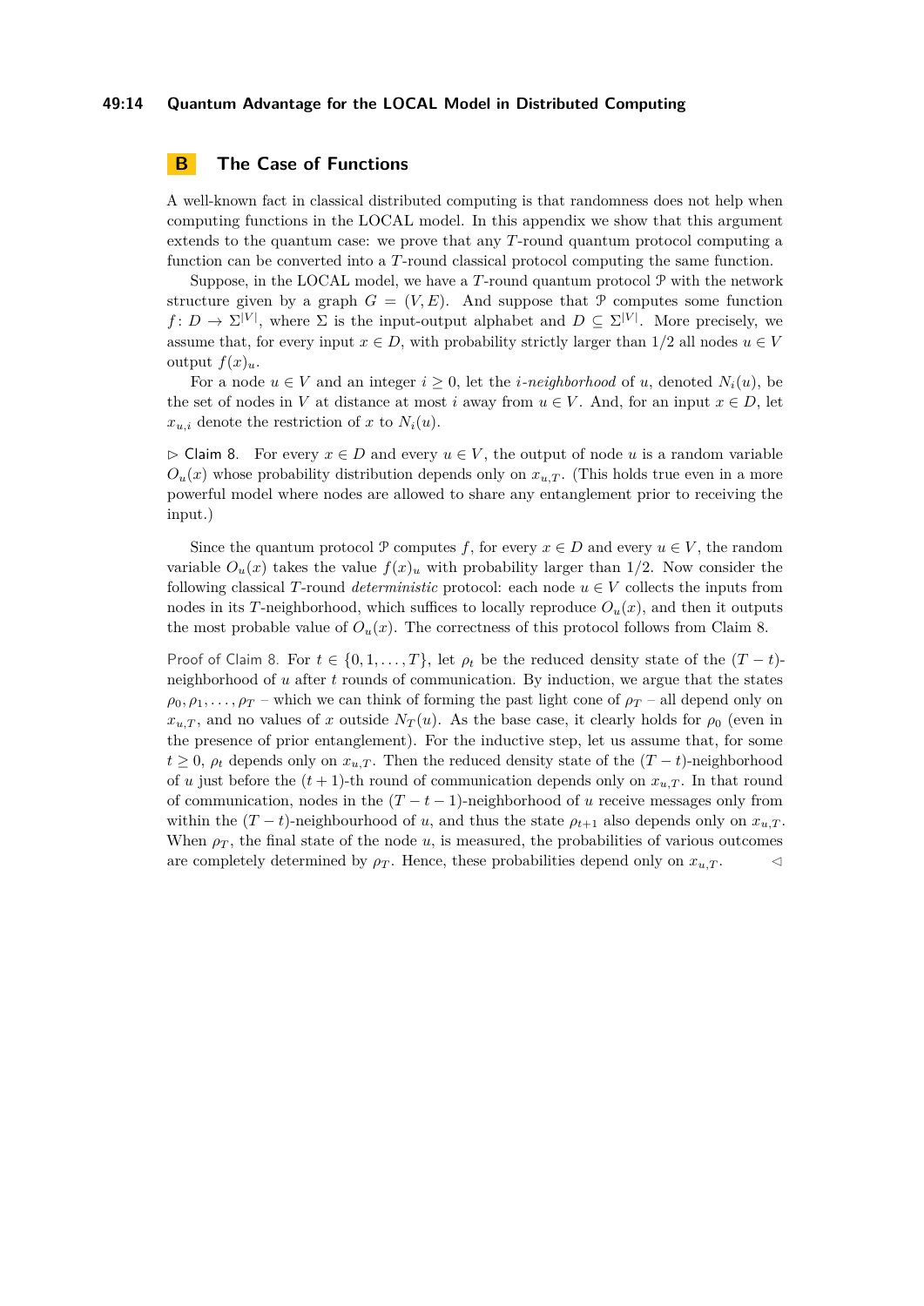## B The Case of Functions

A well-known fact in classical distributed computing is that randomness does not help when computing functions in the LOCAL model. In this appendix we show that this argument extends to the quantum case: we prove that any $T$-round quantum protocol computing a function can be converted into a $T$-round classical protocol computing the same function.

Suppose, in the LOCAL model, we have a $T$-round quantum protocol $\mathcal{P}$ with the network structure given by a graph $G = (V, E)$. And suppose that $\mathcal{P}$ computes some function $f\colon D \to \Sigma^{|V|}$, where $\Sigma$ is the input-output alphabet and $D \subseteq \Sigma^{|V|}$. More precisely, we assume that, for every input $x \in D$, with probability strictly larger than 1/2 all nodes $u \in V$ output $f(x)_u$.

For a node $u \in V$ and an integer $i \geq 0$, let the *i-neighborhood* of $u$, denoted $N_i(u)$, be the set of nodes in $V$ at distance at most $i$ away from $u \in V$. And, for an input $x \in D$, let $x_{u,i}$ denote the restriction of $x$ to $N_i(u)$.

▷ Claim 8. For every $x \in D$ and every $u \in V$, the output of node $u$ is a random variable $O_u(x)$ whose probability distribution depends only on $x_{u,T}$. (This holds true even in a more powerful model where nodes are allowed to share any entanglement prior to receiving the input.)

Since the quantum protocol $\mathcal{P}$ computes $f$, for every $x \in D$ and every $u \in V$, the random variable $O_u(x)$ takes the value $f(x)_u$ with probability larger than 1/2. Now consider the following classical $T$-round *deterministic* protocol: each node $u \in V$ collects the inputs from nodes in its $T$-neighborhood, which suffices to locally reproduce $O_u(x)$, and then it outputs the most probable value of $O_u(x)$. The correctness of this protocol follows from Claim 8.

Proof of Claim 8. For $t \in \{0, 1, \dots, T\}$, let $\rho_t$ be the reduced density state of the $(T-t)$-neighborhood of $u$ after $t$ rounds of communication. By induction, we argue that the states $\rho_0, \rho_1, \dots, \rho_T$ – which we can think of forming the past light cone of $\rho_T$ – all depend only on $x_{u,T}$, and no values of $x$ outside $N_T(u)$. As the base case, it clearly holds for $\rho_0$ (even in the presence of prior entanglement). For the inductive step, let us assume that, for some $t \geq 0$, $\rho_t$ depends only on $x_{u,T}$. Then the reduced density state of the $(T-t)$-neighborhood of $u$ just before the $(t+1)$-th round of communication depends only on $x_{u,T}$. In that round of communication, nodes in the $(T-t-1)$-neighborhood of $u$ receive messages only from within the $(T-t)$-neighbourhood of $u$, and thus the state $\rho_{t+1}$ also depends only on $x_{u,T}$. When $\rho_T$, the final state of the node $u$, is measured, the probabilities of various outcomes are completely determined by $\rho_T$. Hence, these probabilities depend only on $x_{u,T}$. ◁